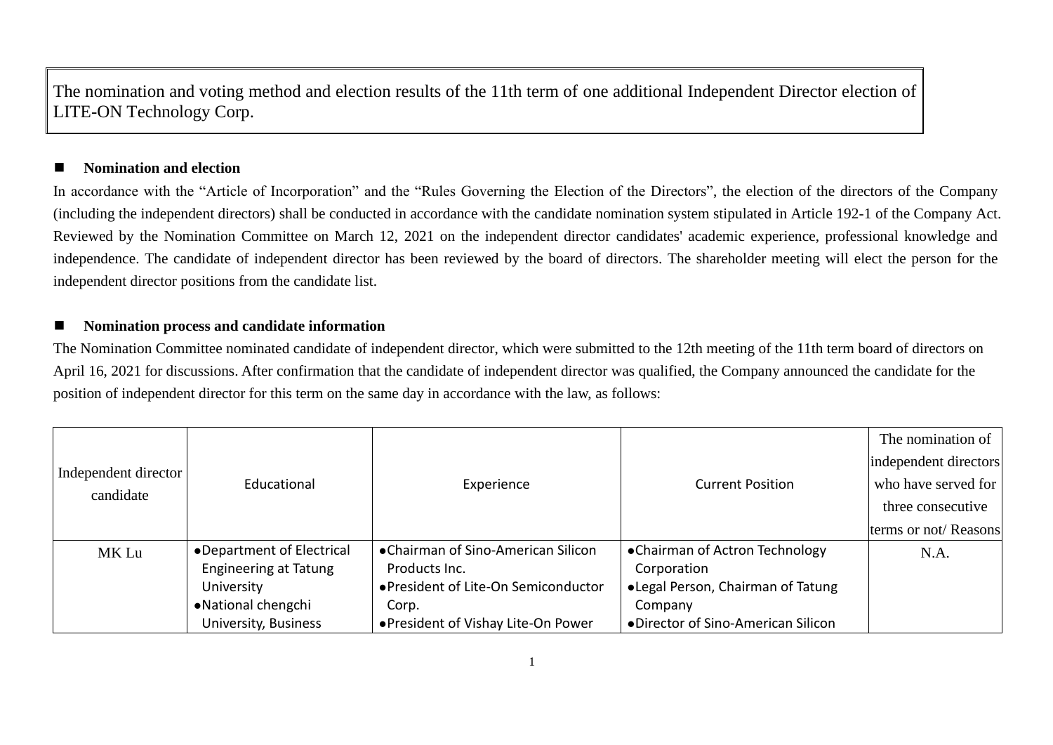# The nomination and voting method and election results of the 11th term of one additional Independent Director election of LITE-ON Technology Corp.

## ■ **Nomination and election**

In accordance with the "Article of Incorporation" and the "Rules Governing the Election of the Directors", the election of the directors of the Company (including the independent directors) shall be conducted in accordance with the candidate nomination system stipulated in Article 192-1 of the Company Act. Reviewed by the Nomination Committee on March 12, 2021 on the independent director candidates' academic experience, professional knowledge and independence. The candidate of independent director has been reviewed by the board of directors. The shareholder meeting will elect the person for the independent director positions from the candidate list.

## ■ **Nomination process and candidate information**

The Nomination Committee nominated candidate of independent director, which were submitted to the 12th meeting of the 11th term board of directors on April 16, 2021 for discussions. After confirmation that the candidate of independent director was qualified, the Company announced the candidate for the position of independent director for this term on the same day in accordance with the law, as follows:

| Independent director candidate | Educational | Experience | Current Position | The nomination of independent directors who have served for three consecutive terms or not/ Reasons |
|---|---|---|---|---|
| MK Lu | ●Department of Electrical Engineering at Tatung University<br>●National chengchi University, Business | ●Chairman of Sino-American Silicon Products Inc.<br>●President of Lite-On Semiconductor Corp.<br>●President of Vishay Lite-On Power | ●Chairman of Actron Technology Corporation<br>●Legal Person, Chairman of Tatung Company<br>●Director of Sino-American Silicon | N.A. |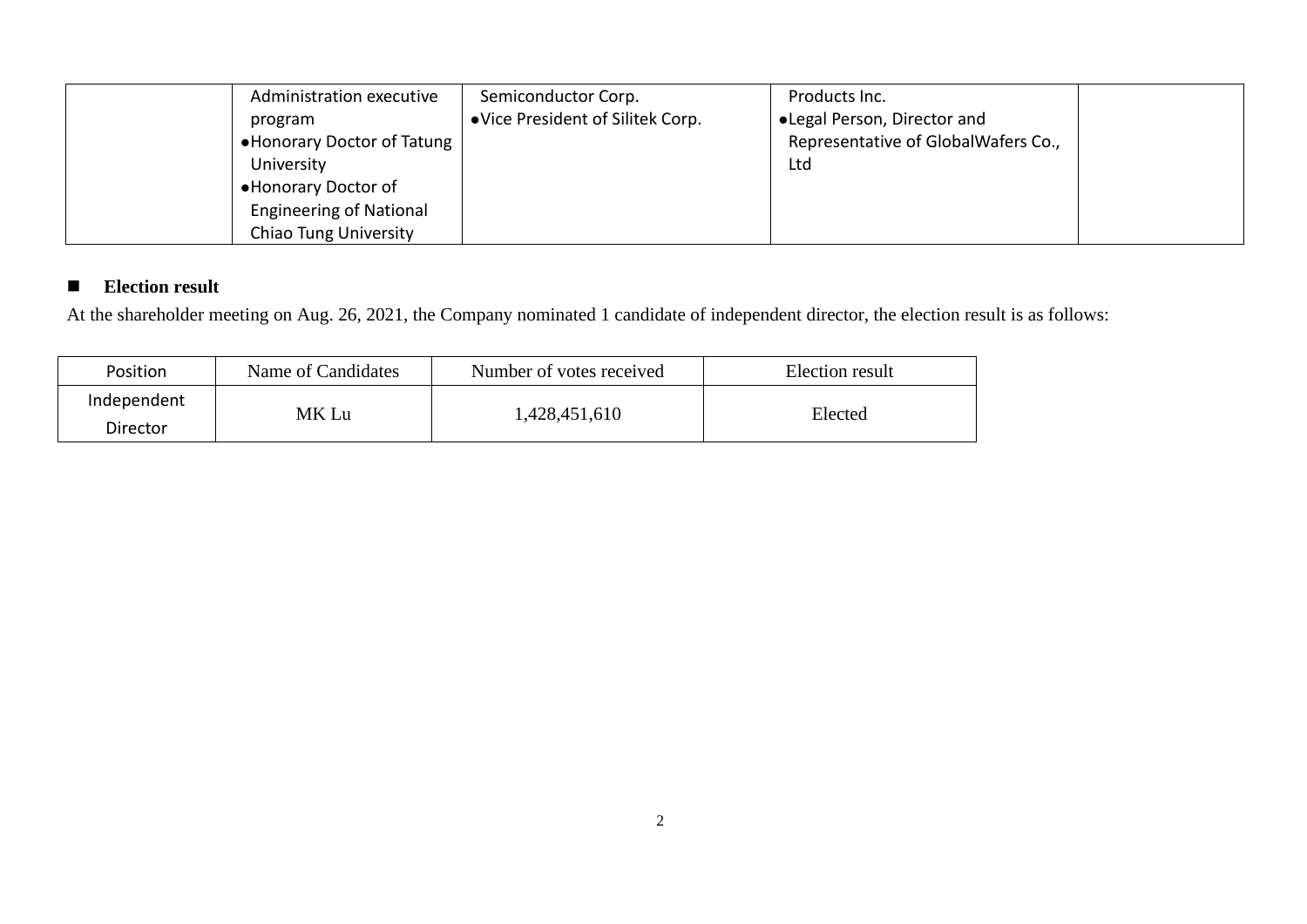| | | | | |
|---|---|---|---|---|
| | Administration executive program<br>●Honorary Doctor of Tatung University<br>●Honorary Doctor of Engineering of National Chiao Tung University | Semiconductor Corp.<br>●Vice President of Silitek Corp. | Products Inc.<br>●Legal Person, Director and Representative of GlobalWafers Co., Ltd | |

■ **Election result**

At the shareholder meeting on Aug. 26, 2021, the Company nominated 1 candidate of independent director, the election result is as follows:

| Position | Name of Candidates | Number of votes received | Election result |
|---|---|---|---|
| Independent Director | MK Lu | 1,428,451,610 | Elected |